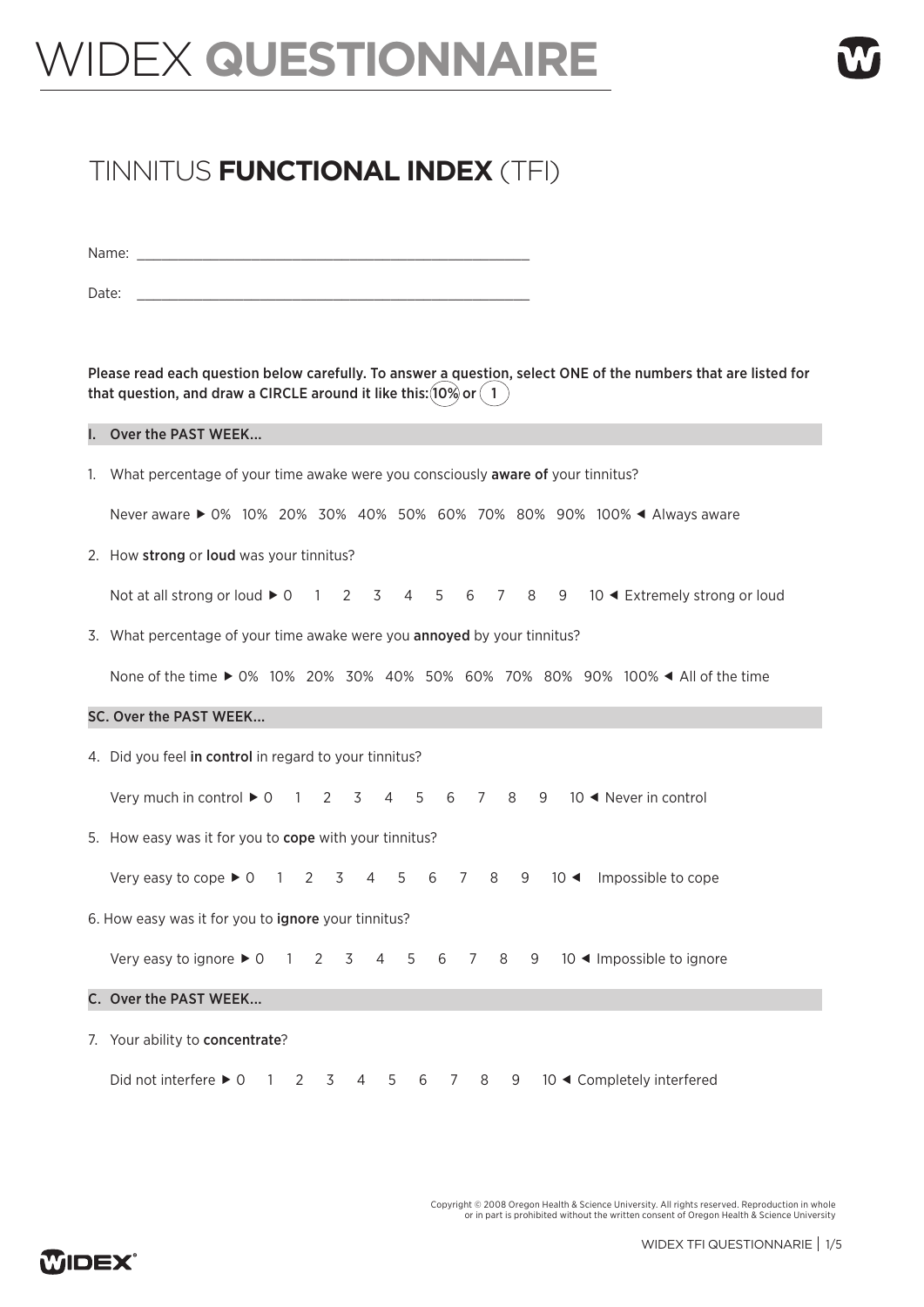# WIDEX **QUESTIONNAIRE**

## TINNITUS **FUNCTIONAL INDEX** (TFI)

Name: ______________________________________________

Date: ______________________________________________

**Please read each question below carefully. To answer a question, select ONE of the numbers that are listed for that question, and draw a CIRCLE around it like this: (10%) or (1)**

**I. Over the PAST WEEK...**

1. What percentage of your time awake were you consciously **aware of** your tinnitus?

   Never aware ▶ 0% 10% 20% 30% 40% 50% 60% 70% 80% 90% 100% ◀ Always aware

2. How **strong** or **loud** was your tinnitus?

   Not at all strong or loud ▶ 0 1 2 3 4 5 6 7 8 9 10 ◀ Extremely strong or loud

3. What percentage of your time awake were you **annoyed** by your tinnitus?

   None of the time ▶ 0% 10% 20% 30% 40% 50% 60% 70% 80% 90% 100% ◀ All of the time

**SC. Over the PAST WEEK...**

4. Did you feel **in control** in regard to your tinnitus?

   Very much in control ▶ 0 1 2 3 4 5 6 7 8 9 10 ◀ Never in control

5. How easy was it for you to **cope** with your tinnitus?

   Very easy to cope ▶ 0 1 2 3 4 5 6 7 8 9 10 ◀ Impossible to cope

6. How easy was it for you to **ignore** your tinnitus?

   Very easy to ignore ▶ 0 1 2 3 4 5 6 7 8 9 10 ◀ Impossible to ignore

**C. Over the PAST WEEK...**

7. Your ability to **concentrate**?

   Did not interfere ▶ 0 1 2 3 4 5 6 7 8 9 10 ◀ Completely interfered

Copyright © 2008 Oregon Health & Science University. All rights reserved. Reproduction in whole or in part is prohibited without the written consent of Oregon Health & Science University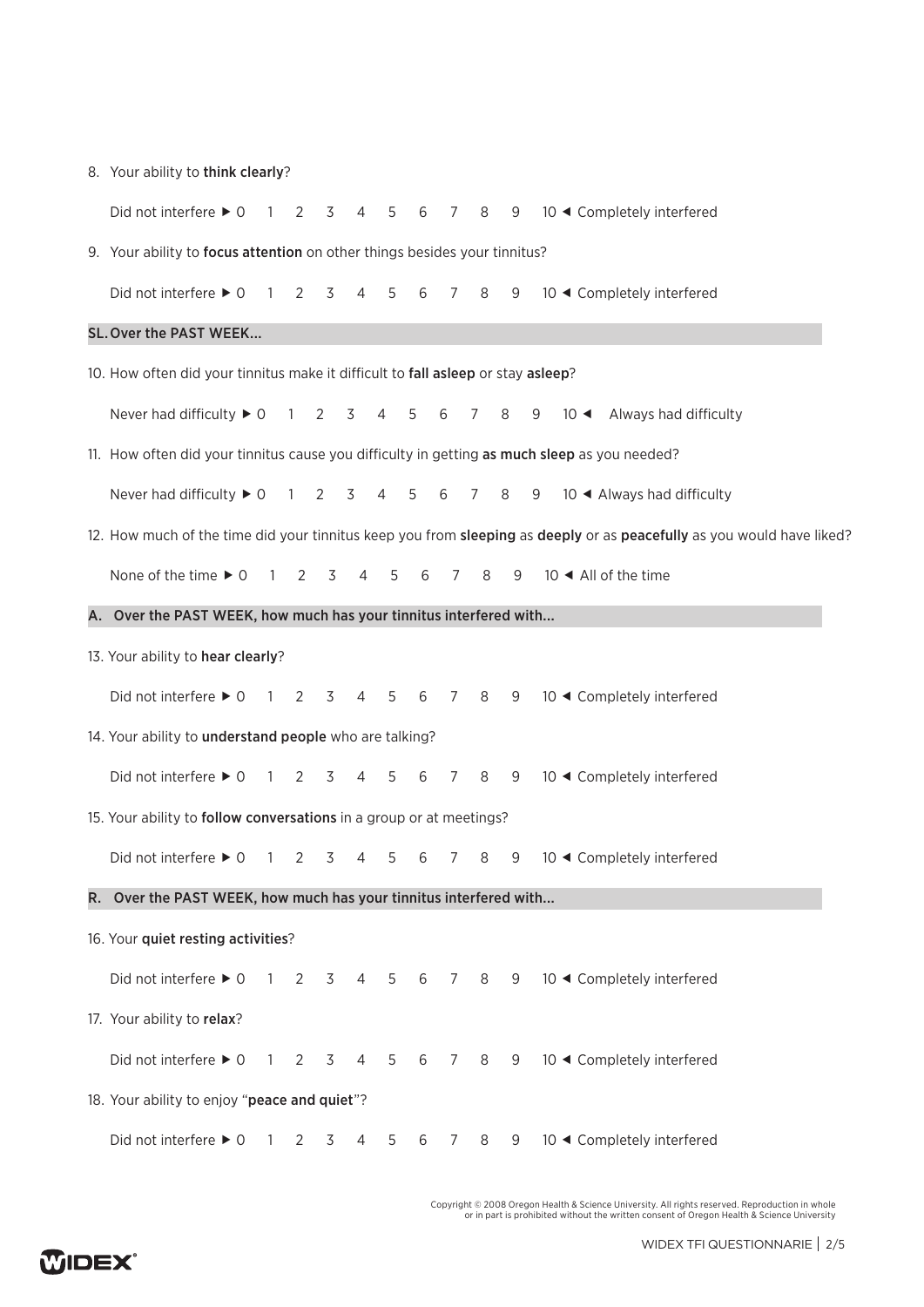8. Your ability to **think clearly**?

   Did not interfere ▶ 0 1 2 3 4 5 6 7 8 9 10 ◀ Completely interfered

9. Your ability to **focus attention** on other things besides your tinnitus?

   Did not interfere ▶ 0 1 2 3 4 5 6 7 8 9 10 ◀ Completely interfered

## SL. Over the PAST WEEK...

10. How often did your tinnitus make it difficult to **fall asleep** or stay **asleep**?

    Never had difficulty ▶ 0 1 2 3 4 5 6 7 8 9 10 ◀ Always had difficulty

11. How often did your tinnitus cause you difficulty in getting **as much sleep** as you needed?

    Never had difficulty ▶ 0 1 2 3 4 5 6 7 8 9 10 ◀ Always had difficulty

12. How much of the time did your tinnitus keep you from **sleeping** as **deeply** or as **peacefully** as you would have liked?

    None of the time ▶ 0 1 2 3 4 5 6 7 8 9 10 ◀ All of the time

## A. Over the PAST WEEK, how much has your tinnitus interfered with...

13. Your ability to **hear clearly**?

    Did not interfere ▶ 0 1 2 3 4 5 6 7 8 9 10 ◀ Completely interfered

14. Your ability to **understand people** who are talking?

    Did not interfere ▶ 0 1 2 3 4 5 6 7 8 9 10 ◀ Completely interfered

15. Your ability to **follow conversations** in a group or at meetings?

    Did not interfere ▶ 0 1 2 3 4 5 6 7 8 9 10 ◀ Completely interfered

## R. Over the PAST WEEK, how much has your tinnitus interfered with...

16. Your **quiet resting activities**?

    Did not interfere ▶ 0 1 2 3 4 5 6 7 8 9 10 ◀ Completely interfered

17. Your ability to **relax**?

    Did not interfere ▶ 0 1 2 3 4 5 6 7 8 9 10 ◀ Completely interfered

18. Your ability to enjoy "**peace and quiet**"?

    Did not interfere ▶ 0 1 2 3 4 5 6 7 8 9 10 ◀ Completely interfered

Copyright © 2008 Oregon Health & Science University. All rights reserved. Reproduction in whole or in part is prohibited without the written consent of Oregon Health & Science University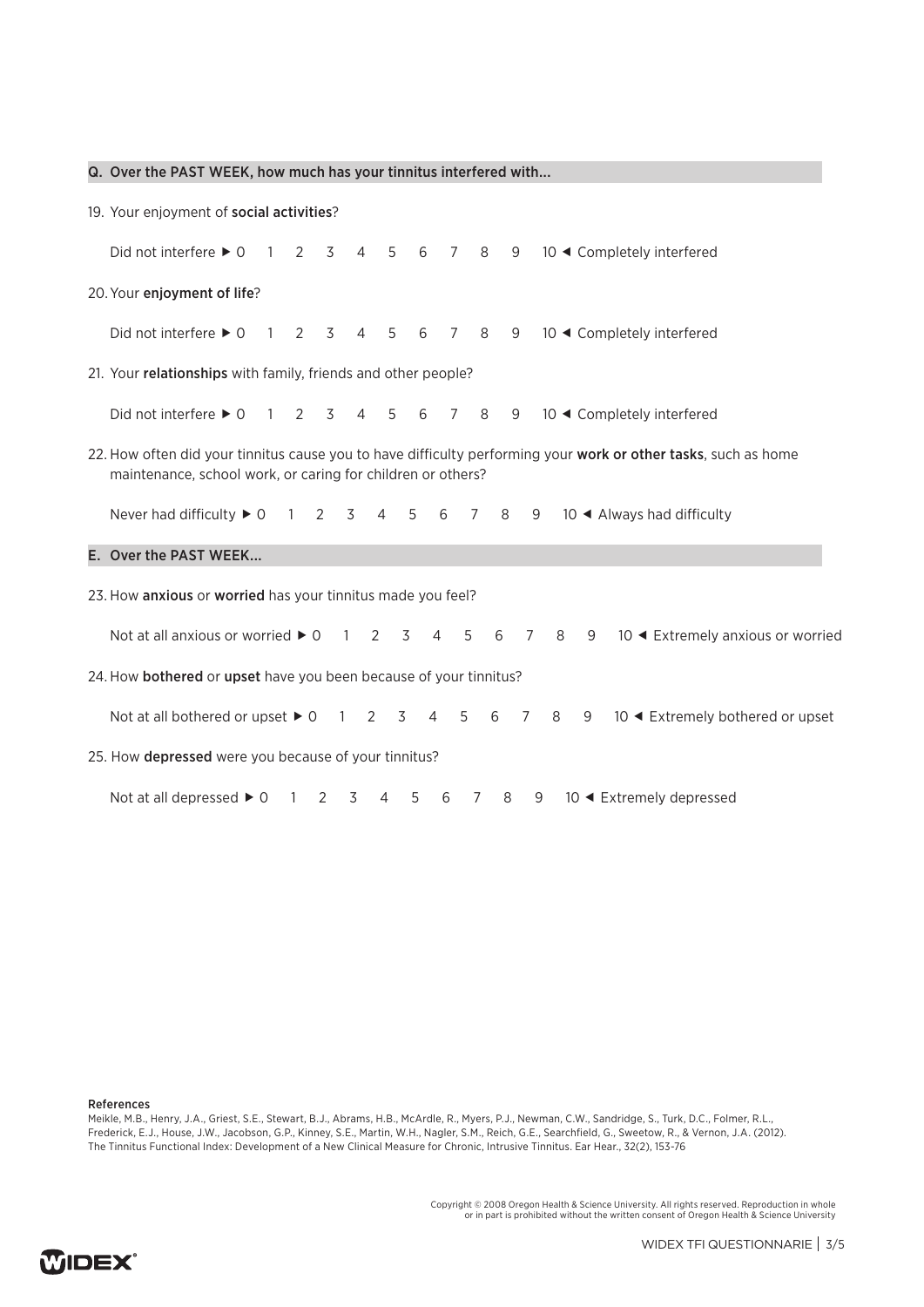## Q. Over the PAST WEEK, how much has your tinnitus interfered with...

19. Your enjoyment of **social activities**?

    Did not interfere ► 0 1 2 3 4 5 6 7 8 9 10 ◄ Completely interfered

20. Your **enjoyment of life**?

    Did not interfere ► 0 1 2 3 4 5 6 7 8 9 10 ◄ Completely interfered

21. Your **relationships** with family, friends and other people?

    Did not interfere ► 0 1 2 3 4 5 6 7 8 9 10 ◄ Completely interfered

22. How often did your tinnitus cause you to have difficulty performing your **work or other tasks**, such as home maintenance, school work, or caring for children or others?

    Never had difficulty ► 0 1 2 3 4 5 6 7 8 9 10 ◄ Always had difficulty

## E. Over the PAST WEEK...

23. How **anxious** or **worried** has your tinnitus made you feel?

    Not at all anxious or worried ► 0 1 2 3 4 5 6 7 8 9 10 ◄ Extremely anxious or worried

24. How **bothered** or **upset** have you been because of your tinnitus?

    Not at all bothered or upset ► 0 1 2 3 4 5 6 7 8 9 10 ◄ Extremely bothered or upset

25. How **depressed** were you because of your tinnitus?

    Not at all depressed ► 0 1 2 3 4 5 6 7 8 9 10 ◄ Extremely depressed

**References**

Meikle, M.B., Henry, J.A., Griest, S.E., Stewart, B.J., Abrams, H.B., McArdle, R., Myers, P.J., Newman, C.W., Sandridge, S., Turk, D.C., Folmer, R.L., Frederick, E.J., House, J.W., Jacobson, G.P., Kinney, S.E., Martin, W.H., Nagler, S.M., Reich, G.E., Searchfield, G., Sweetow, R., & Vernon, J.A. (2012). The Tinnitus Functional Index: Development of a New Clinical Measure for Chronic, Intrusive Tinnitus. Ear Hear., 32(2), 153-76

Copyright © 2008 Oregon Health & Science University. All rights reserved. Reproduction in whole or in part is prohibited without the written consent of Oregon Health & Science University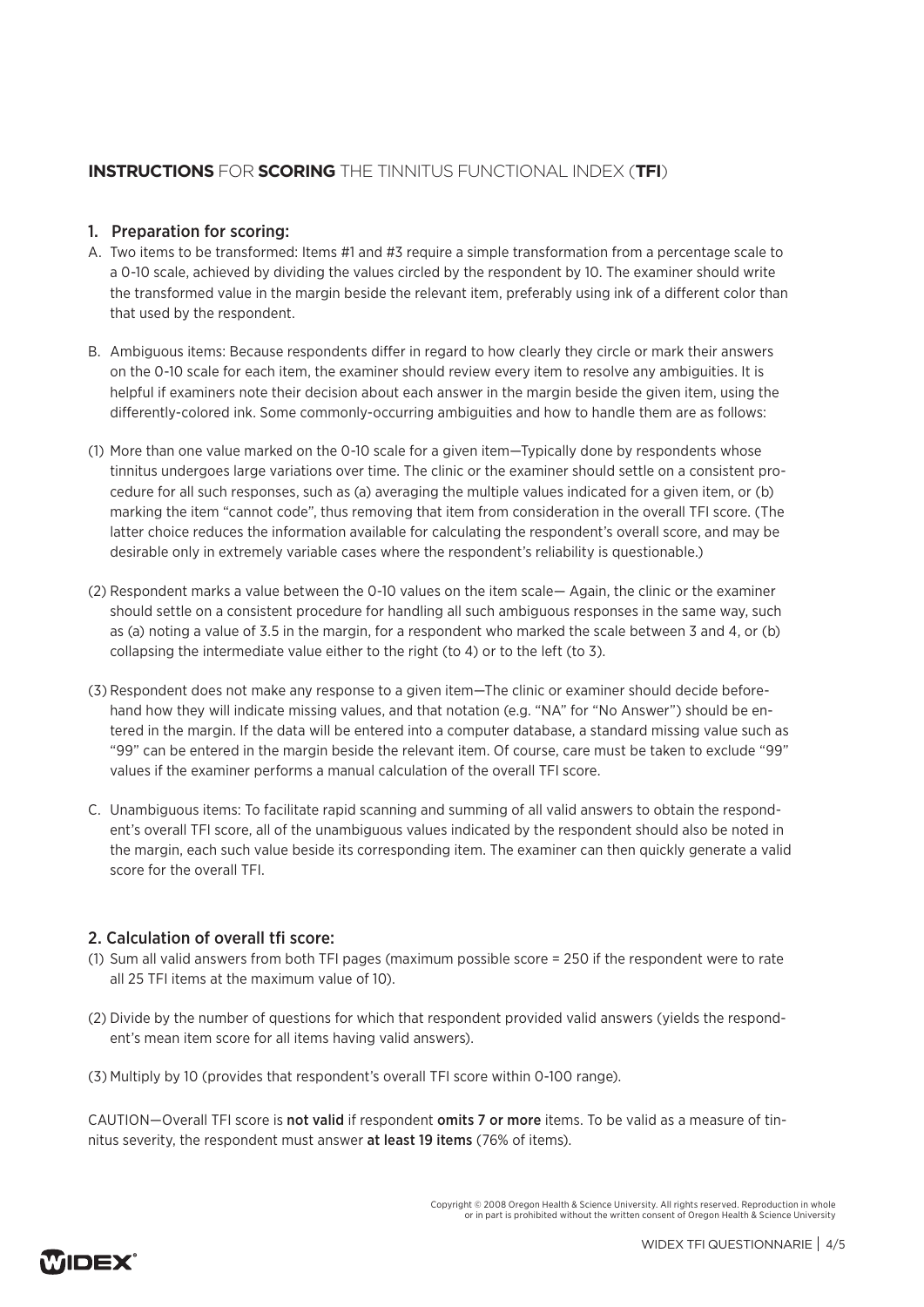## **INSTRUCTIONS** FOR **SCORING** THE TINNITUS FUNCTIONAL INDEX (**TFI**)

### 1. Preparation for scoring:

A. Two items to be transformed: Items #1 and #3 require a simple transformation from a percentage scale to a 0-10 scale, achieved by dividing the values circled by the respondent by 10. The examiner should write the transformed value in the margin beside the relevant item, preferably using ink of a different color than that used by the respondent.

B. Ambiguous items: Because respondents differ in regard to how clearly they circle or mark their answers on the 0-10 scale for each item, the examiner should review every item to resolve any ambiguities. It is helpful if examiners note their decision about each answer in the margin beside the given item, using the differently-colored ink. Some commonly-occurring ambiguities and how to handle them are as follows:

(1) More than one value marked on the 0-10 scale for a given item—Typically done by respondents whose tinnitus undergoes large variations over time. The clinic or the examiner should settle on a consistent procedure for all such responses, such as (a) averaging the multiple values indicated for a given item, or (b) marking the item "cannot code", thus removing that item from consideration in the overall TFI score. (The latter choice reduces the information available for calculating the respondent's overall score, and may be desirable only in extremely variable cases where the respondent's reliability is questionable.)

(2) Respondent marks a value between the 0-10 values on the item scale— Again, the clinic or the examiner should settle on a consistent procedure for handling all such ambiguous responses in the same way, such as (a) noting a value of 3.5 in the margin, for a respondent who marked the scale between 3 and 4, or (b) collapsing the intermediate value either to the right (to 4) or to the left (to 3).

(3) Respondent does not make any response to a given item—The clinic or examiner should decide beforehand how they will indicate missing values, and that notation (e.g. "NA" for "No Answer") should be entered in the margin. If the data will be entered into a computer database, a standard missing value such as "99" can be entered in the margin beside the relevant item. Of course, care must be taken to exclude "99" values if the examiner performs a manual calculation of the overall TFI score.

C. Unambiguous items: To facilitate rapid scanning and summing of all valid answers to obtain the respondent's overall TFI score, all of the unambiguous values indicated by the respondent should also be noted in the margin, each such value beside its corresponding item. The examiner can then quickly generate a valid score for the overall TFI.

### 2. Calculation of overall tfi score:

(1) Sum all valid answers from both TFI pages (maximum possible score = 250 if the respondent were to rate all 25 TFI items at the maximum value of 10).

(2) Divide by the number of questions for which that respondent provided valid answers (yields the respondent's mean item score for all items having valid answers).

(3) Multiply by 10 (provides that respondent's overall TFI score within 0-100 range).

CAUTION—Overall TFI score is **not valid** if respondent **omits 7 or more** items. To be valid as a measure of tinnitus severity, the respondent must answer **at least 19 items** (76% of items).

Copyright © 2008 Oregon Health & Science University. All rights reserved. Reproduction in whole or in part is prohibited without the written consent of Oregon Health & Science University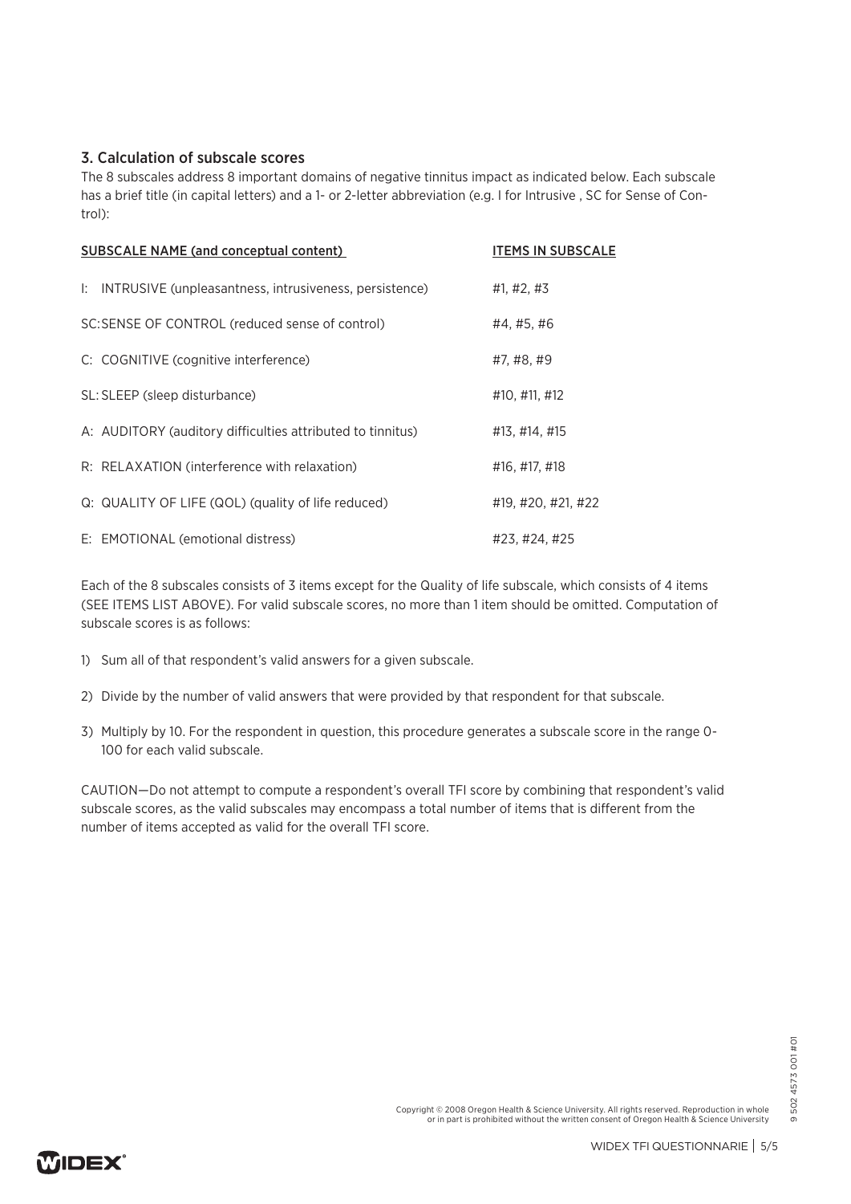## 3. Calculation of subscale scores

The 8 subscales address 8 important domains of negative tinnitus impact as indicated below. Each subscale has a brief title (in capital letters) and a 1- or 2-letter abbreviation (e.g. I for Intrusive , SC for Sense of Control):

| SUBSCALE NAME (and conceptual content) | ITEMS IN SUBSCALE |
| --- | --- |
| I: INTRUSIVE (unpleasantness, intrusiveness, persistence) | #1, #2, #3 |
| SC: SENSE OF CONTROL (reduced sense of control) | #4, #5, #6 |
| C: COGNITIVE (cognitive interference) | #7, #8, #9 |
| SL: SLEEP (sleep disturbance) | #10, #11, #12 |
| A: AUDITORY (auditory difficulties attributed to tinnitus) | #13, #14, #15 |
| R: RELAXATION (interference with relaxation) | #16, #17, #18 |
| Q: QUALITY OF LIFE (QOL) (quality of life reduced) | #19, #20, #21, #22 |
| E: EMOTIONAL (emotional distress) | #23, #24, #25 |

Each of the 8 subscales consists of 3 items except for the Quality of life subscale, which consists of 4 items (SEE ITEMS LIST ABOVE). For valid subscale scores, no more than 1 item should be omitted. Computation of subscale scores is as follows:

1) Sum all of that respondent's valid answers for a given subscale.

2) Divide by the number of valid answers that were provided by that respondent for that subscale.

3) Multiply by 10. For the respondent in question, this procedure generates a subscale score in the range 0-100 for each valid subscale.

CAUTION—Do not attempt to compute a respondent's overall TFI score by combining that respondent's valid subscale scores, as the valid subscales may encompass a total number of items that is different from the number of items accepted as valid for the overall TFI score.

Copyright © 2008 Oregon Health & Science University. All rights reserved. Reproduction in whole or in part is prohibited without the written consent of Oregon Health & Science University

9 502 4573 001 #01